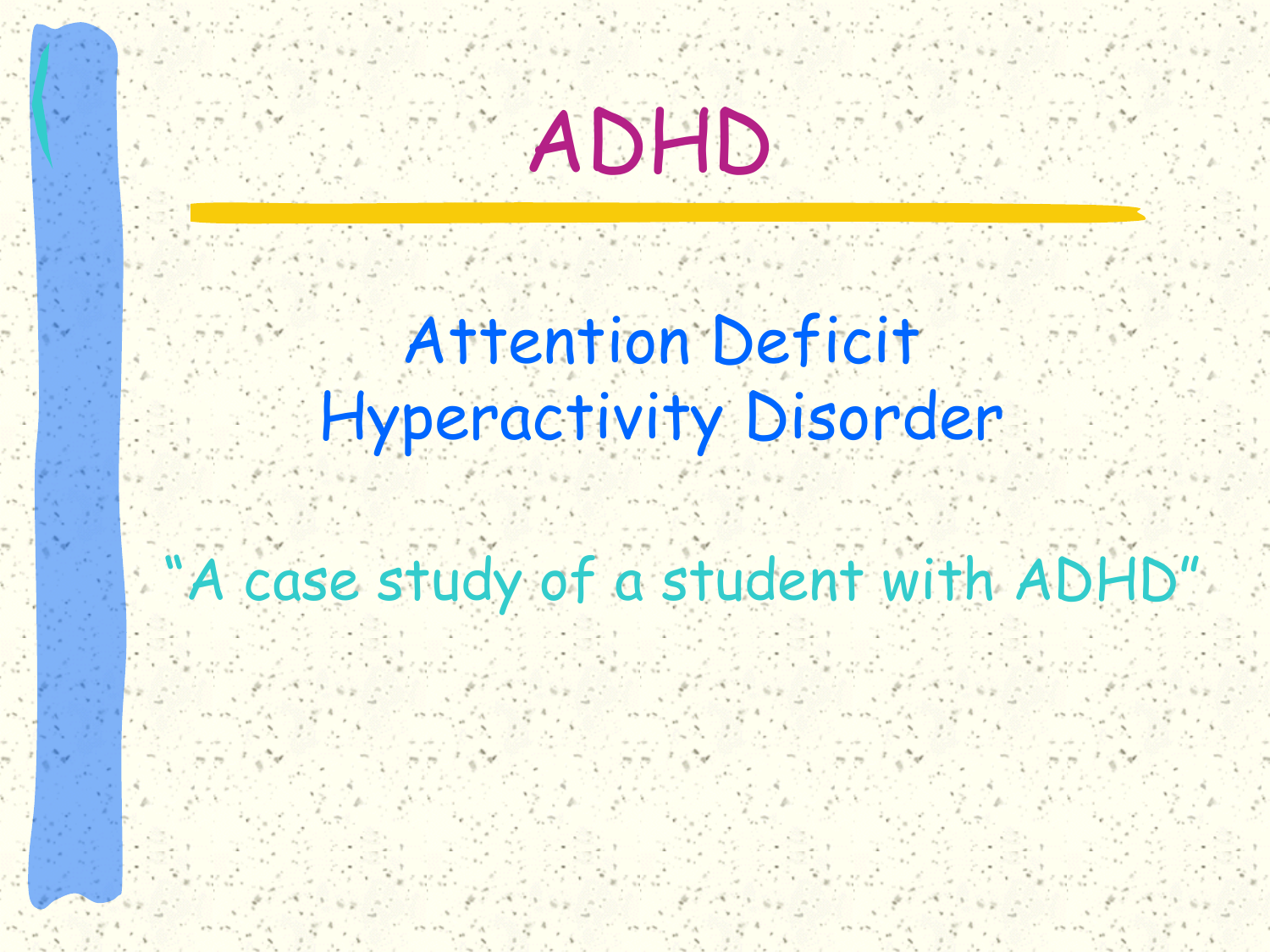# ADHD

## Attention Deficit Hyperactivity Disorder

"A case study of a student with ADHD"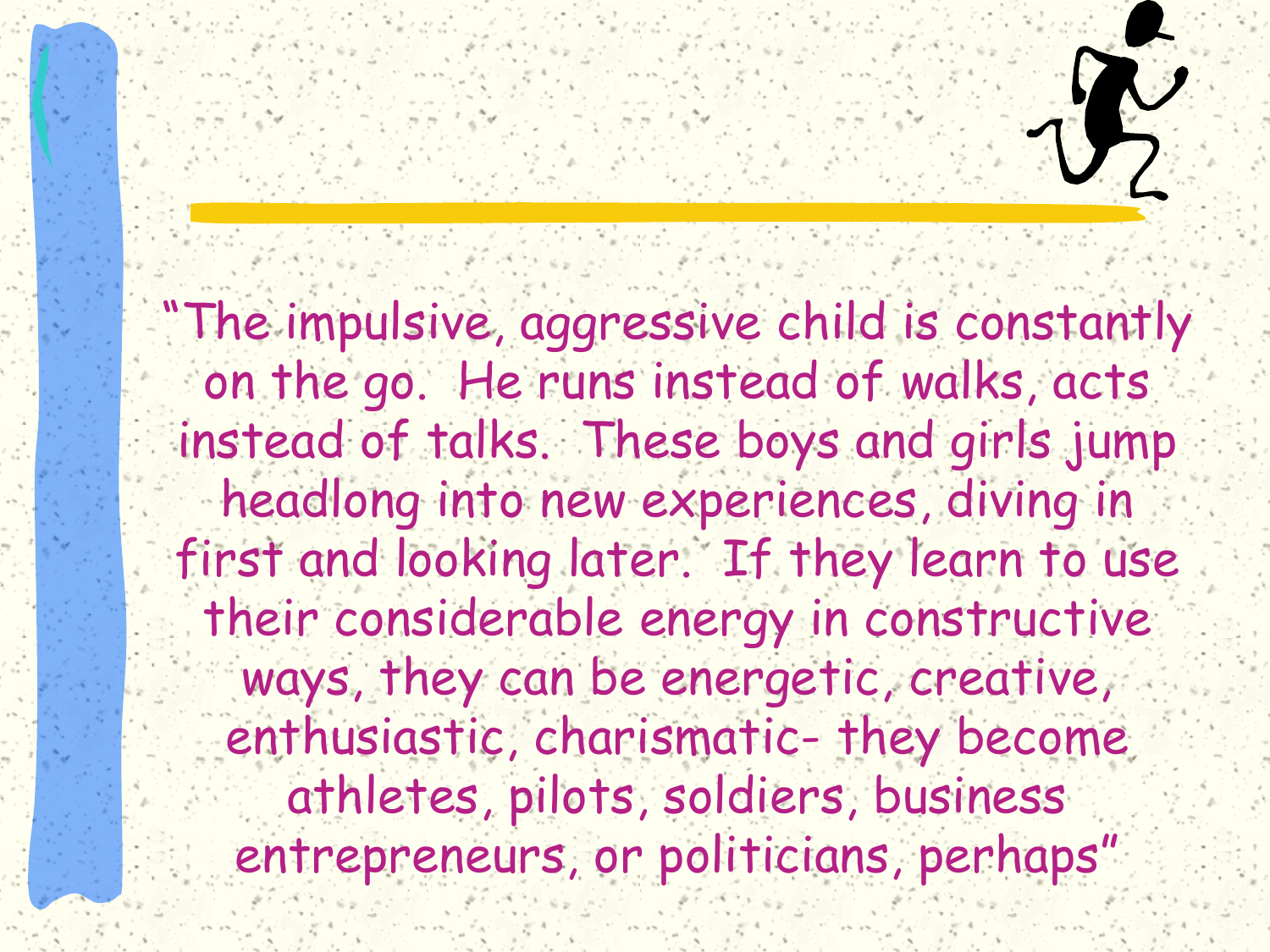"The impulsive, aggressive child is constantly on the go. He runs instead of walks, acts instead of talks. These boys and girls jump headlong into new experiences, diving in first and looking later. If they learn to use their considerable energy in constructive ways, they can be energetic, creative, enthusiastic, charismatic- they become athletes, pilots, soldiers, business entrepreneurs, or politicians, perhaps"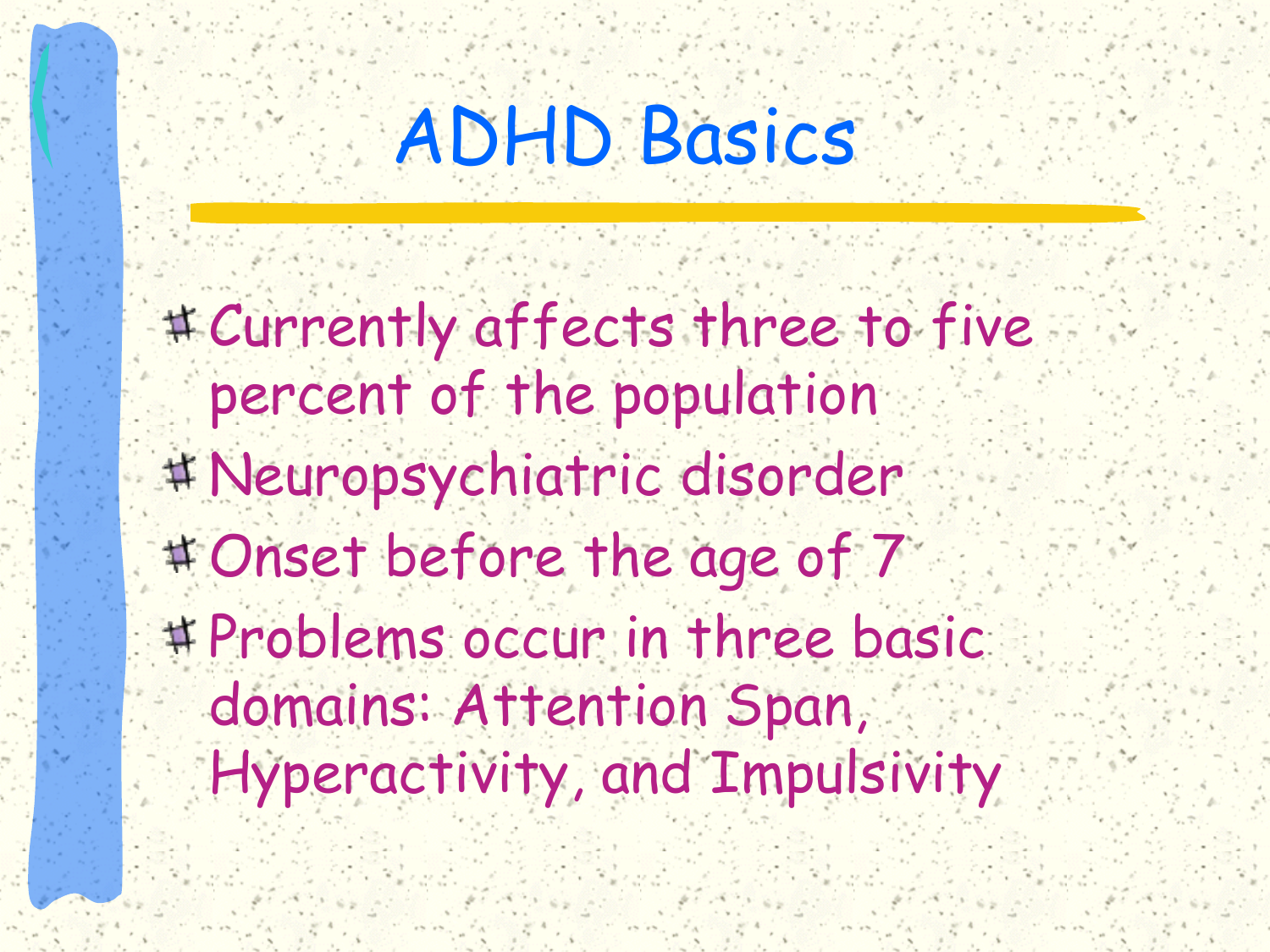# ADHD Basics

- Currently affects three to five percent of the population
- Neuropsychiatric disorder
- Onset before the age of 7
- Problems occur in three basic domains: Attention Span, Hyperactivity, and Impulsivity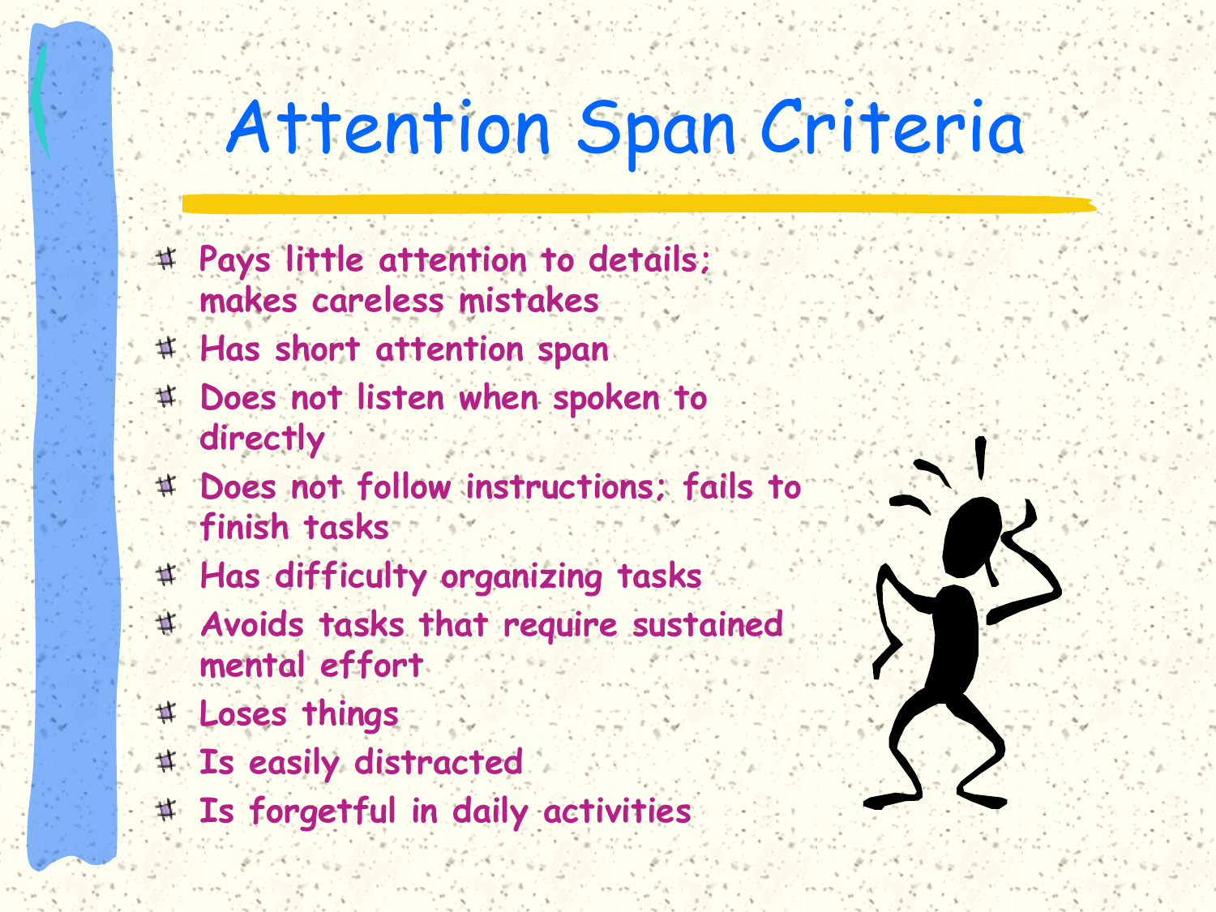# Attention Span Criteria

- Pays little attention to details; makes careless mistakes
- Has short attention span
- Does not listen when spoken to directly
- Does not follow instructions; fails to finish tasks
- Has difficulty organizing tasks
- Avoids tasks that require sustained mental effort
- Loses things
- Is easily distracted
- Is forgetful in daily activities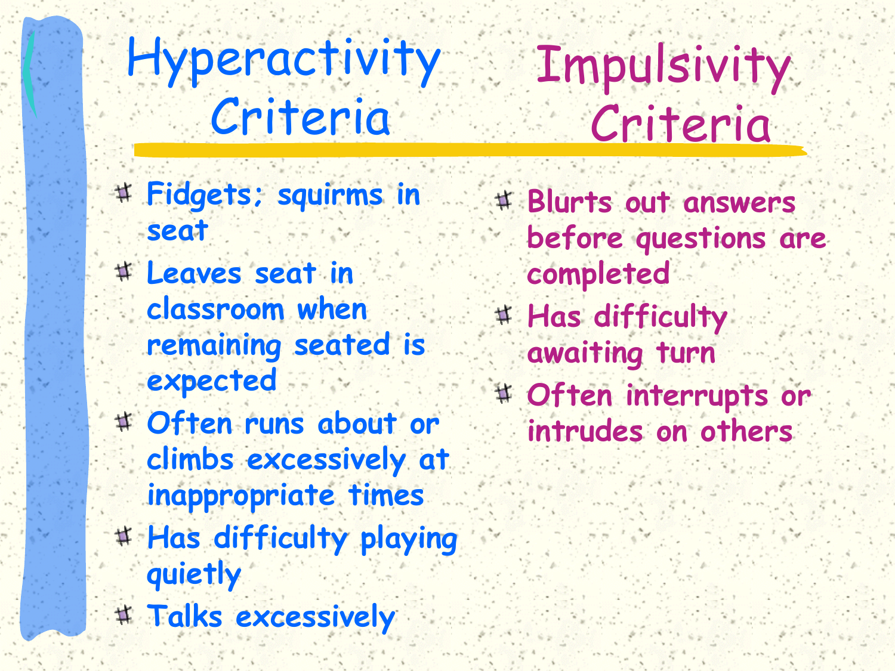## Hyperactivity Criteria

- Fidgets; squirms in seat
- Leaves seat in classroom when remaining seated is expected
- Often runs about or climbs excessively at inappropriate times
- Has difficulty playing quietly
- Talks excessively

## Impulsivity Criteria

- Blurts out answers before questions are completed
- Has difficulty awaiting turn
- Often interrupts or intrudes on others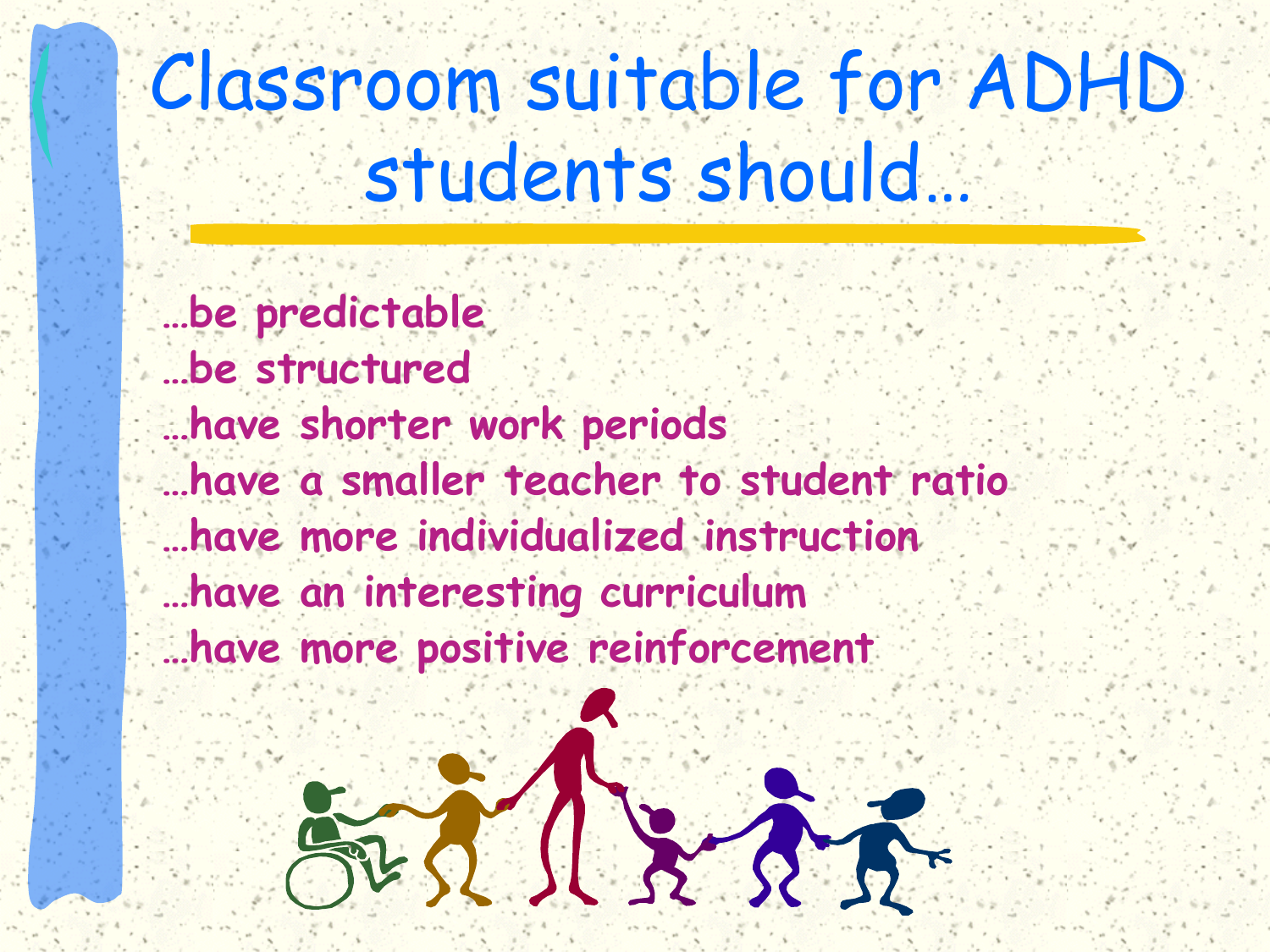# Classroom suitable for ADHD students should…

- …be predictable
- …be structured
- …have shorter work periods
- …have a smaller teacher to student ratio
- …have more individualized instruction
- …have an interesting curriculum
- …have more positive reinforcement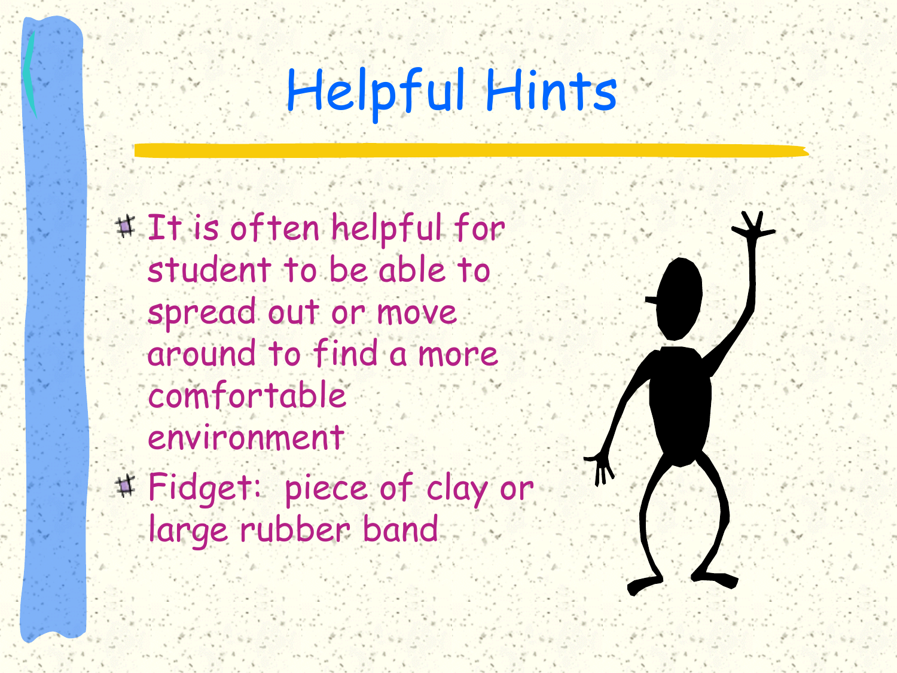# Helpful Hints

- It is often helpful for student to be able to spread out or move around to find a more comfortable environment
- Fidget: piece of clay or large rubber band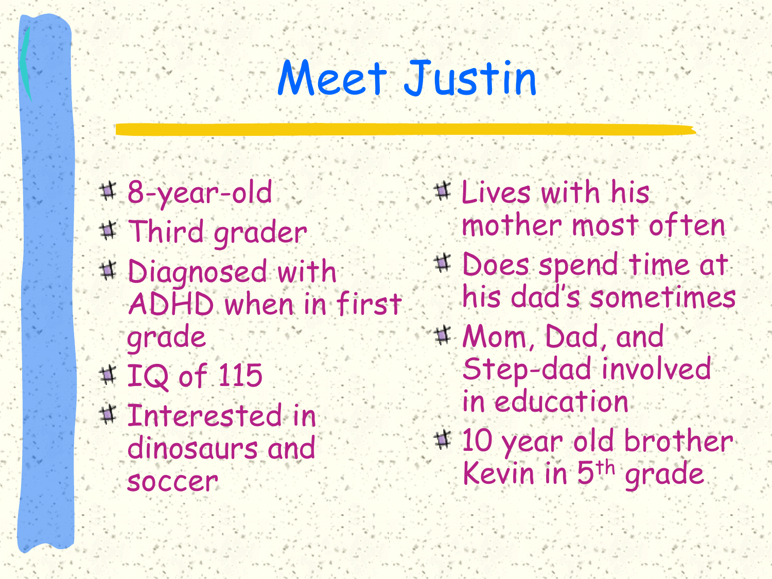# Meet Justin

- 8-year-old
- Third grader
- Diagnosed with ADHD when in first grade
- IQ of 115
- Interested in dinosaurs and soccer
- Lives with his mother most often
- Does spend time at his dad's sometimes
- Mom, Dad, and Step-dad involved in education
- 10 year old brother Kevin in 5th grade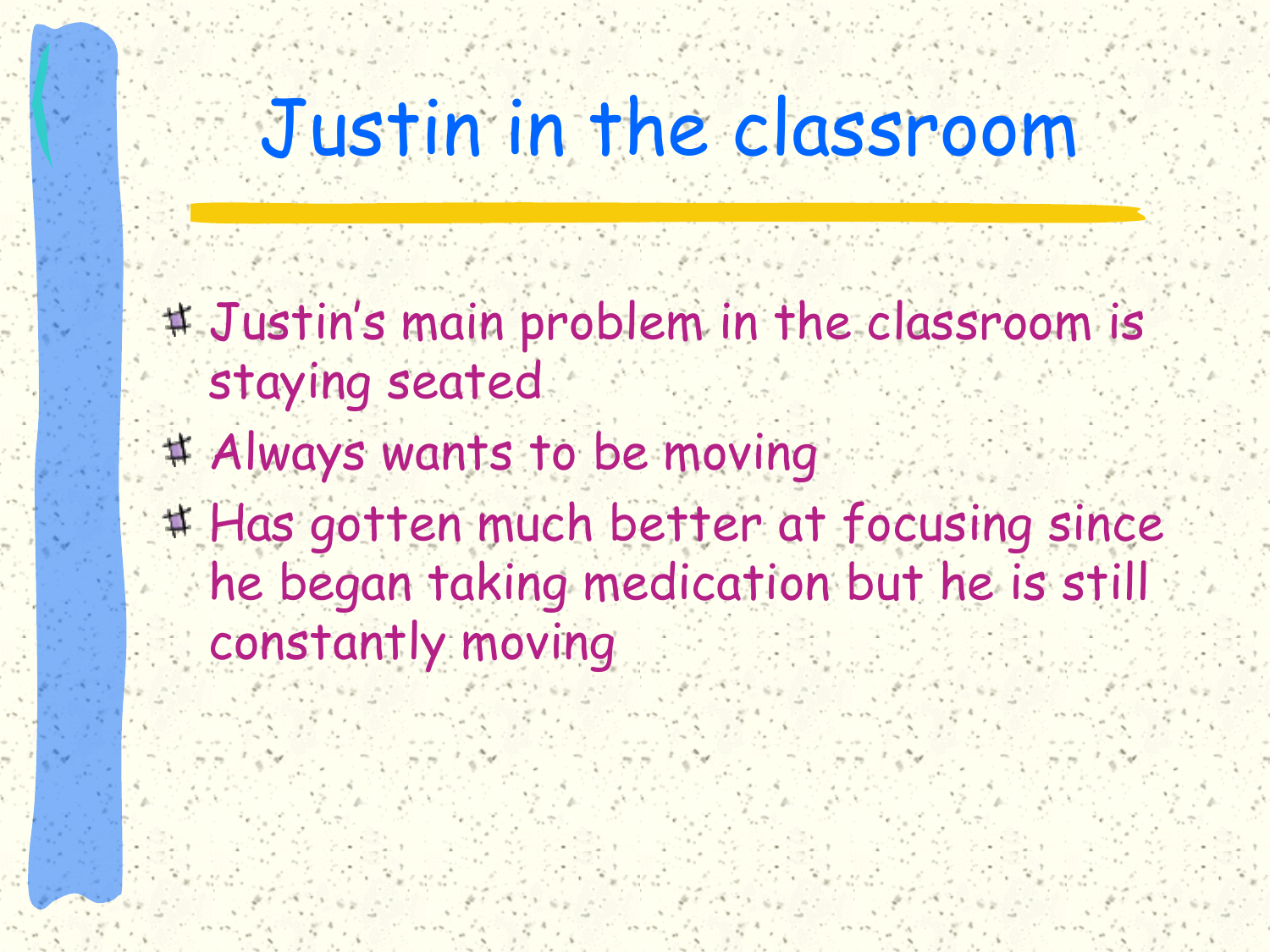# Justin in the classroom

- Justin's main problem in the classroom is staying seated
- Always wants to be moving
- Has gotten much better at focusing since he began taking medication but he is still constantly moving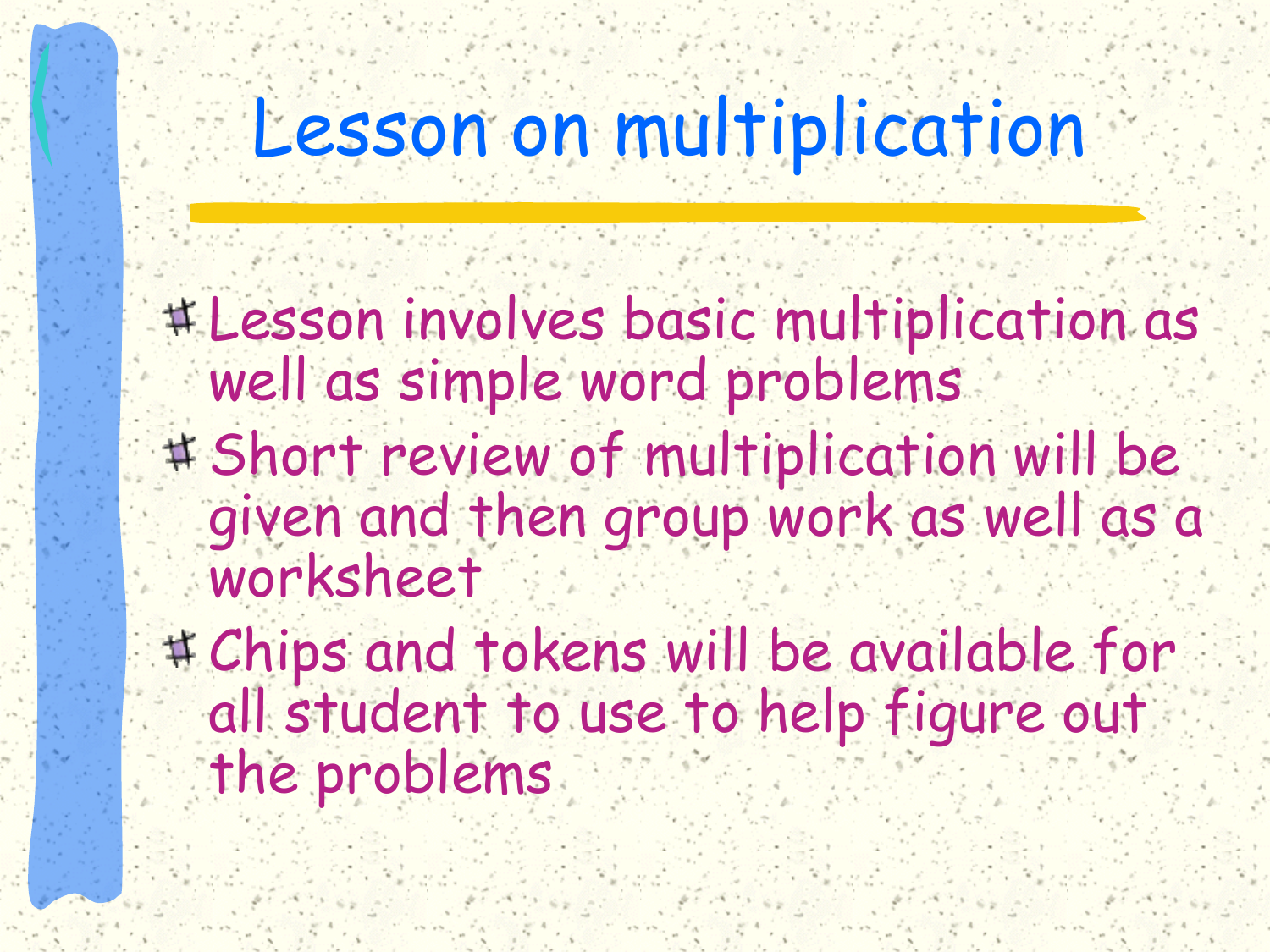# Lesson on multiplication

- Lesson involves basic multiplication as well as simple word problems
- Short review of multiplication will be given and then group work as well as a worksheet
- Chips and tokens will be available for all student to use to help figure out the problems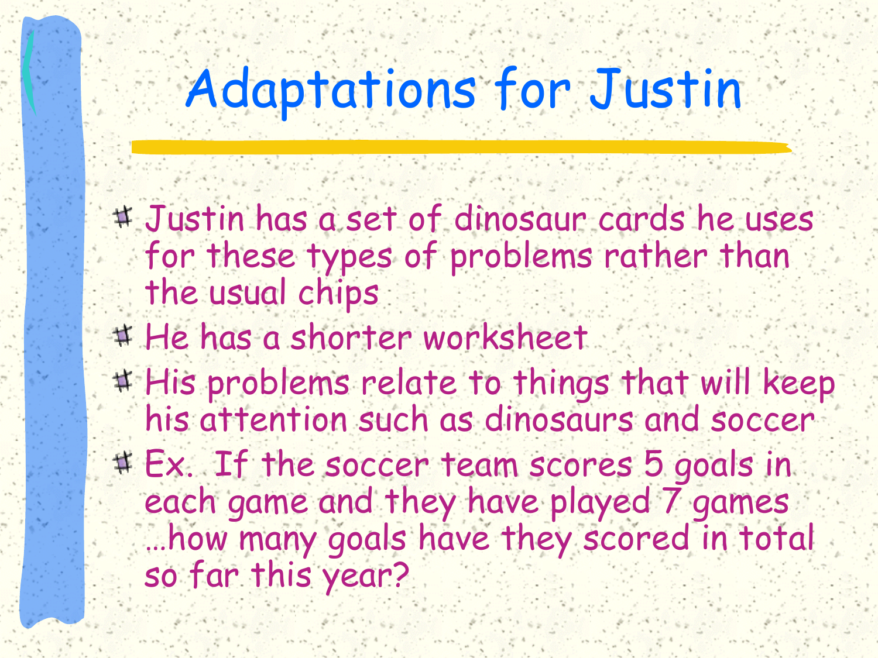# Adaptations for Justin

- Justin has a set of dinosaur cards he uses for these types of problems rather than the usual chips
- He has a shorter worksheet
- His problems relate to things that will keep his attention such as dinosaurs and soccer
- Ex. If the soccer team scores 5 goals in each game and they have played 7 games …how many goals have they scored in total so far this year?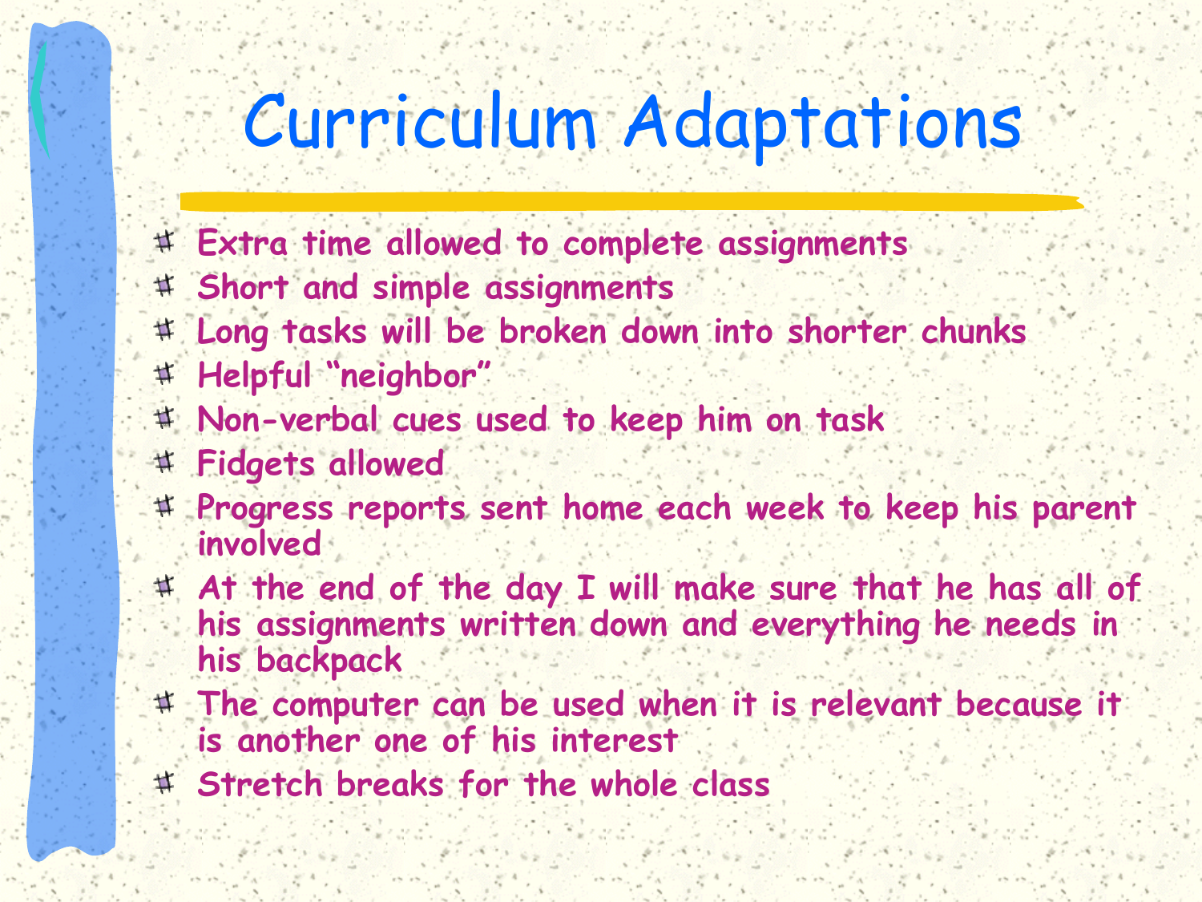# Curriculum Adaptations

- Extra time allowed to complete assignments
- Short and simple assignments
- Long tasks will be broken down into shorter chunks
- Helpful "neighbor"
- Non-verbal cues used to keep him on task
- Fidgets allowed
- Progress reports sent home each week to keep his parent involved
- At the end of the day I will make sure that he has all of his assignments written down and everything he needs in his backpack
- The computer can be used when it is relevant because it is another one of his interest
- Stretch breaks for the whole class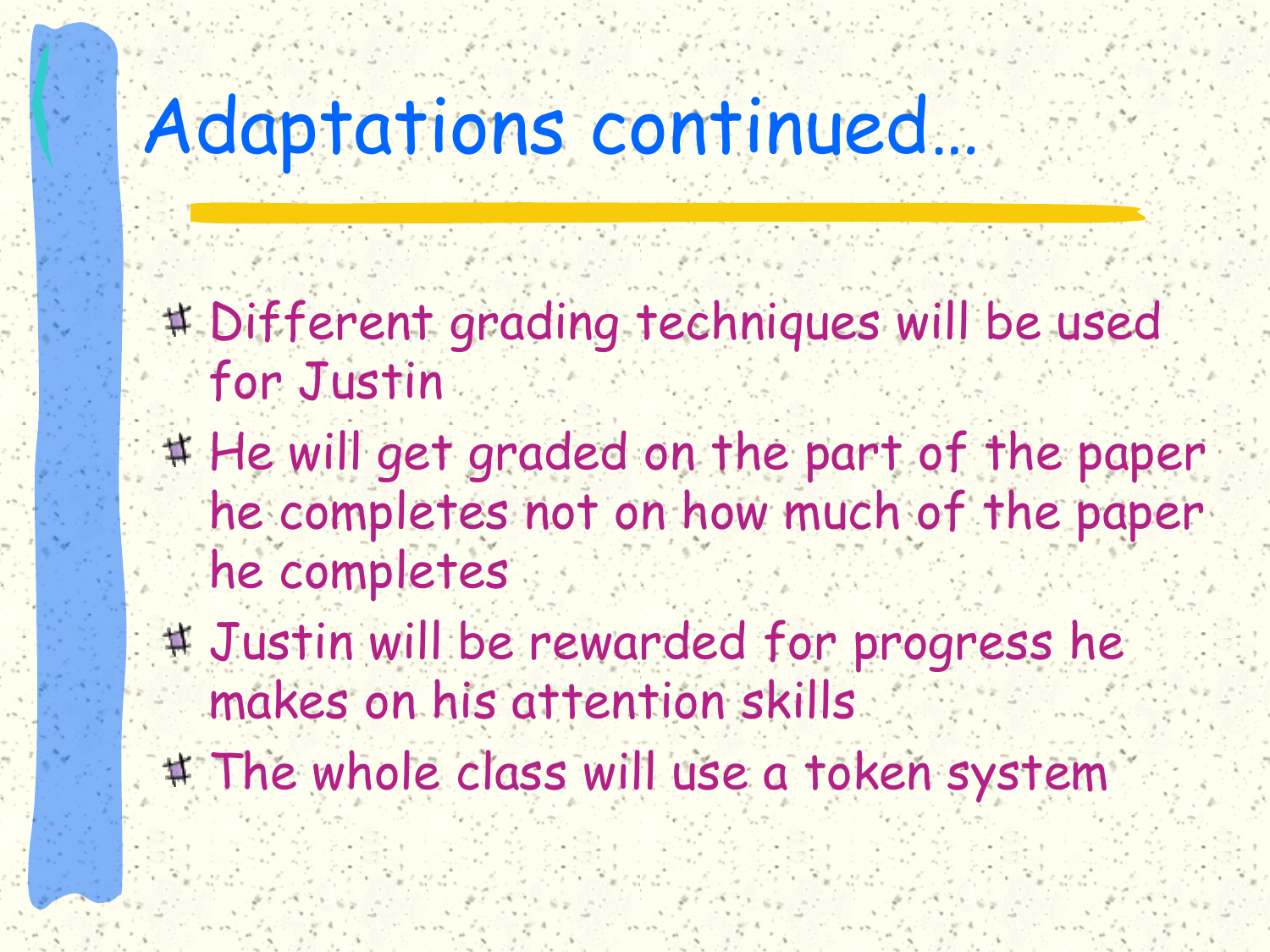# Adaptations continued…

- Different grading techniques will be used for Justin
- He will get graded on the part of the paper he completes not on how much of the paper he completes
- Justin will be rewarded for progress he makes on his attention skills
- The whole class will use a token system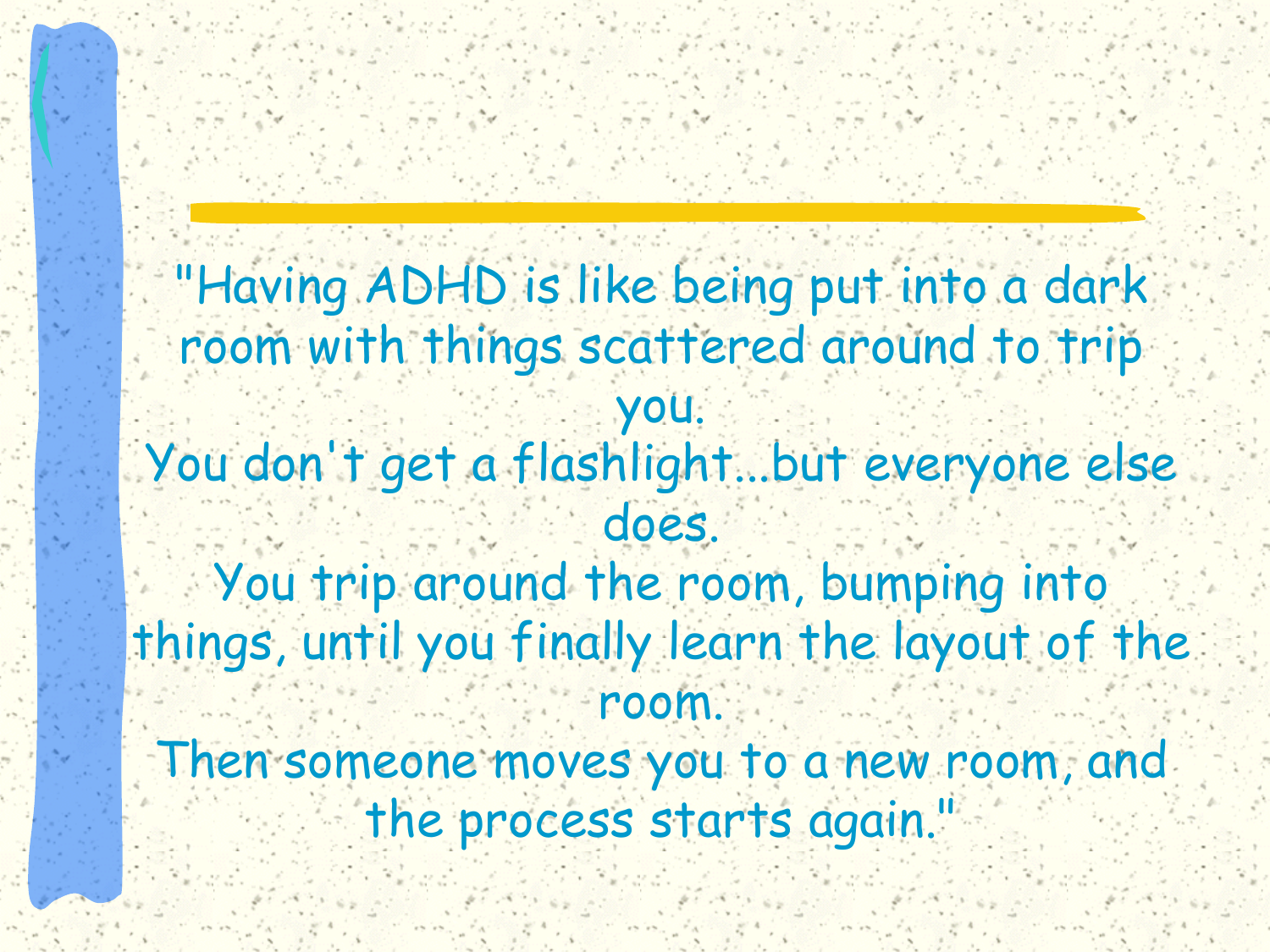"Having ADHD is like being put into a dark room with things scattered around to trip you.
You don't get a flashlight...but everyone else does.
You trip around the room, bumping into things, until you finally learn the layout of the room.
Then someone moves you to a new room, and the process starts again."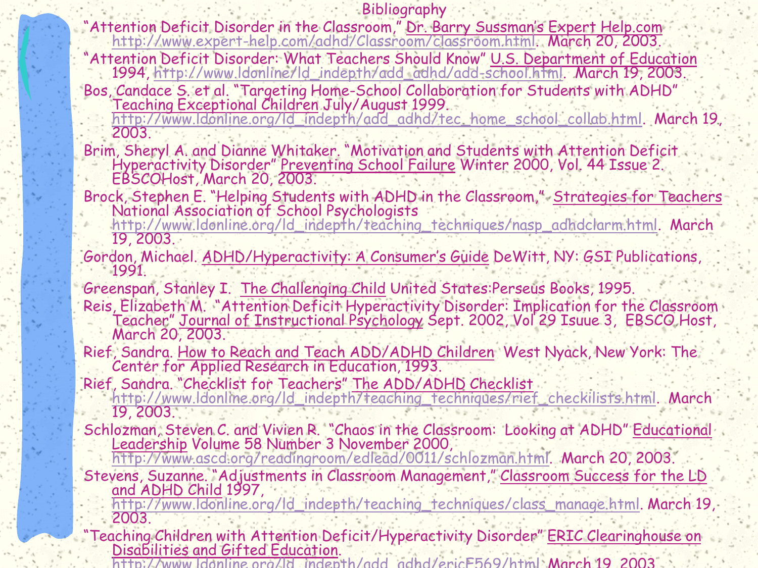# Bibliography

"Attention Deficit Disorder in the Classroom," Dr. Barry Sussman's Expert Help.com http://www.expert-help.com/adhd/Classroom/classroom.html. March 20, 2003.

"Attention Deficit Disorder: What Teachers Should Know" U.S. Department of Education 1994, http://www.ldonline/ld_indepth/add_adhd/add-school.html. March 19, 2003.

Bos, Candace S. et al. "Targeting Home-School Collaboration for Students with ADHD" Teaching Exceptional Children July/August 1999. http://www.ldonline.org/ld_indepth/add_adhd/tec_home_school_collab.html. March 19, 2003.

Brim, Sheryl A. and Dianne Whitaker. "Motivation and Students with Attention Deficit Hyperactivity Disorder" Preventing School Failure Winter 2000, Vol. 44 Issue 2. EBSCOHost, March 20, 2003.

Brock, Stephen E. "Helping Students with ADHD in the Classroom," Strategies for Teachers National Association of School Psychologists http://www.ldonline.org/ld_indepth/teaching_techniques/nasp_adhdclarm.html. March 19, 2003.

Gordon, Michael. ADHD/Hyperactivity: A Consumer's Guide DeWitt, NY: GSI Publications, 1991.

Greenspan, Stanley I. The Challenging Child United States:Perseus Books, 1995.

Reis, Elizabeth M. "Attention Deficit Hyperactivity Disorder: Implication for the Classroom Teacher" Journal of Instructional Psychology Sept. 2002, Vol 29 Isuue 3, EBSCO Host, March 20, 2003.

Rief, Sandra. How to Reach and Teach ADD/ADHD Children West Nyack, New York: The Center for Applied Research in Education, 1993.

Rief, Sandra. "Checklist for Teachers" The ADD/ADHD Checklist http://www.ldonline.org/ld_indepth/teaching_techniques/rief_checkilists.html. March 19, 2003.

Schlozman, Steven C. and Vivien R. "Chaos in the Classroom: Looking at ADHD" Educational Leadership Volume 58 Number 3 November 2000, http://www.ascd.org/readingroom/edlead/0011/schlozman.html. March 20, 2003.

Stevens, Suzanne. "Adjustments in Classroom Management," Classroom Success for the LD and ADHD Child 1997, http://www.ldonline.org/ld_indepth/teaching_techniques/class_manage.html. March 19, 2003.

"Teaching Children with Attention Deficit/Hyperactivity Disorder" ERIC Clearinghouse on Disabilities and Gifted Education. http://www.ldonline.org/ld_indepth/add_adhd/ericE569/html. March 19, 2003